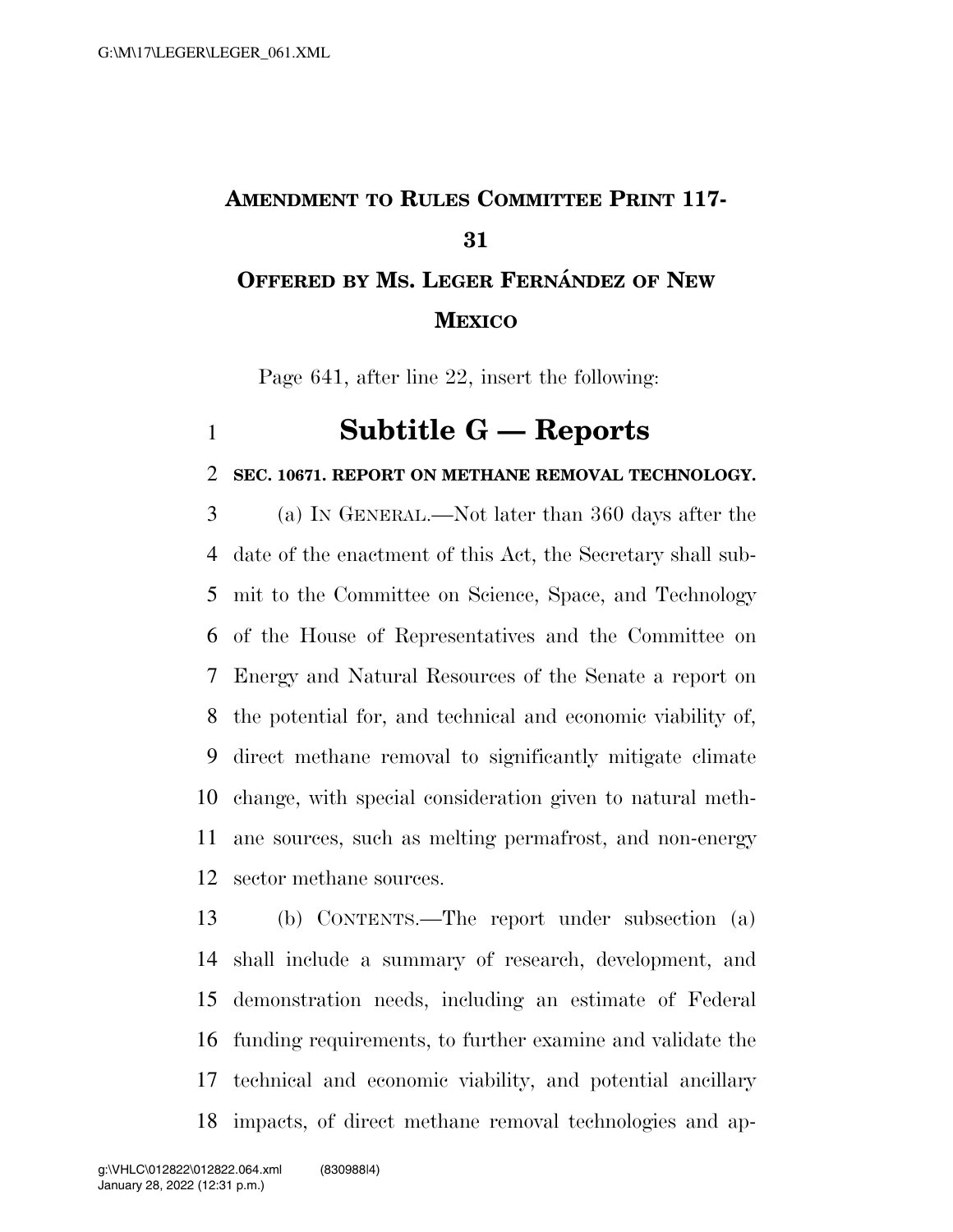# AMENDMENT TO RULES COMMITTEE PRINT 117-31

## OFFERED BY MS. LEGER FERNÁNDEZ OF NEW MEXICO

Page 641, after line 22, insert the following:

# Subtitle G — Reports

**SEC. 10671. REPORT ON METHANE REMOVAL TECHNOLOGY.**

(a) IN GENERAL.—Not later than 360 days after the date of the enactment of this Act, the Secretary shall submit to the Committee on Science, Space, and Technology of the House of Representatives and the Committee on Energy and Natural Resources of the Senate a report on the potential for, and technical and economic viability of, direct methane removal to significantly mitigate climate change, with special consideration given to natural methane sources, such as melting permafrost, and non-energy sector methane sources.

(b) CONTENTS.—The report under subsection (a) shall include a summary of research, development, and demonstration needs, including an estimate of Federal funding requirements, to further examine and validate the technical and economic viability, and potential ancillary impacts, of direct methane removal technologies and ap-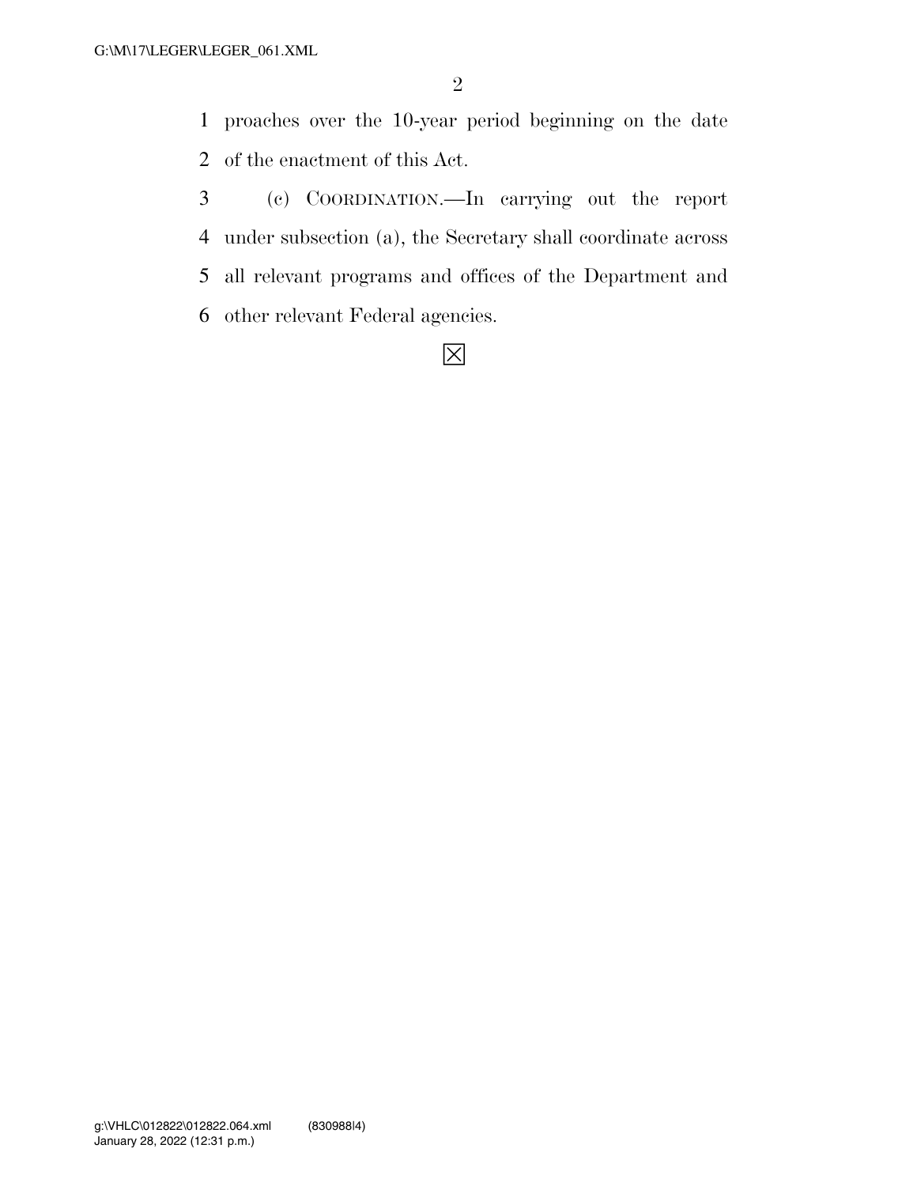proaches over the 10-year period beginning on the date of the enactment of this Act.

(c) COORDINATION.—In carrying out the report under subsection (a), the Secretary shall coordinate across all relevant programs and offices of the Department and other relevant Federal agencies.